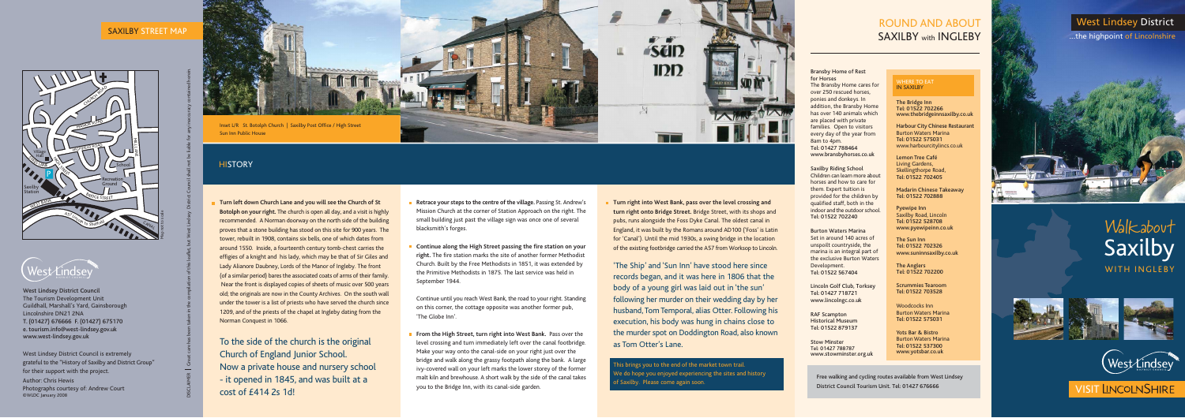## SAXILBY STREET MAP

West Lindsey District Council
The Tourism Development Unit
Guildhall, Marshall's Yard, Gainsborough
Lincolnshire DN21 2NA
T. (01427) 676666 F. (01427) 675170
e. tourism.info@west-lindsey.gov.uk
www.west-lindsey.gov.uk

West Lindsey District Council is extremely grateful to the "History of Saxilby and District Group" for their support with the project.

Author: Chris Hewis
Photographs courtesy of: Andrew Court
©WLDC January 2008

DISCLAIMER | Great care has been taken in the compilation of this leaflet, but West Lindsey District Council shall not be liable for any inaccuracy contained herein.

Inset L/R St. Botolph Church | Saxilby Post Office / High Street
Sun Inn Public House

## HISTORY

- **Turn left down Church Lane and you will see the Church of St Botolph on your right.** The church is open all day, and a visit is highly recommended. A Norman doorway on the north side of the building proves that a stone building has stood on this site for 900 years. The tower, rebuilt in 1908, contains six bells, one of which dates from around 1550. Inside, a fourteenth century tomb-chest carries the effigies of a knight and his lady, which may be that of Sir Giles and Lady Alianore Daubney, Lords of the Manor of Ingleby. The front (of a similar period) bares the associated coats of arms of their family. Near the front is displayed copies of sheets of music over 500 years old; the originals are now in the County Archives. On the south wall under the tower is a list of priests who have served the church since 1209, and of the priests of the chapel at Ingleby dating from the Norman Conquest in 1066.

To the side of the church is the original Church of England Junior School. Now a private house and nursery school - it opened in 1845, and was built at a cost of £414 2s 1d!

- **Retrace your steps to the centre of the village.** Passing St. Andrew's Mission Church at the corner of Station Approach on the right. The small building just past the village sign was once one of several blacksmith's forges.

- **Continue along the High Street passing the fire station on your right.** The fire station marks the site of another former Methodist Church. Built by the Free Methodists in 1851, it was extended by the Primitive Methodists in 1875. The last service was held in September 1944.

Continue until you reach West Bank, the road to your right. Standing on this corner, the cottage opposite was another former pub, 'The Globe Inn'.

- **From the High Street, turn right into West Bank.** Pass over the level crossing and turn immediately left over the canal footbridge. Make your way onto the canal-side on your right just over the bridge and walk along the grassy footpath along the bank. A large ivy-covered wall on your left marks the lower storey of the former malt kiln and brewhouse. A short walk by the side of the canal takes you to the Bridge Inn, with its canal-side garden.

- **Turn right into West Bank, pass over the level crossing and turn right onto Bridge Street.** Bridge Street, with its shops and pubs, runs alongside the Foss Dyke Canal. The oldest canal in England, it was built by the Romans around AD100 ('Foss' is Latin for 'Canal'). Until the mid 1930s, a swing bridge in the location of the existing footbridge carried the A57 from Worksop to Lincoln.

'The Ship' and 'Sun Inn' have stood here since records began, and it was here in 1806 that the body of a young girl was laid out in 'the sun' following her murder on their wedding day by her husband, Tom Temporal, alias Otter. Following his execution, his body was hung in chains close to the murder spot on Doddington Road, also known as Tom Otter's Lane.

This brings you to the end of the market town trail. We do hope you enjoyed experiencing the sites and history of Saxilby. Please come again soon.

## ROUND AND ABOUT SAXILBY with INGLEBY

**Bransby Home of Rest for Horses**
The Bransby Home cares for over 250 rescued horses, ponies and donkeys. In addition, the Bransby Home has over 140 animals which are placed with private families. Open to visitors every day of the year from 8am to 4pm.
Tel: 01427 788464
www.bransbyhorses.co.uk

**Saxilby Riding School**
Children can learn more about horses and how to care for them. Expert tuition is provided for the children by qualified staff, both in the indoor and the outdoor school.
Tel: 01522 702240

**Burton Waters Marina**
Set in around 140 acres of unspoilt countryside, the marina is an integral part of the exclusive Burton Waters Development.
Tel: 01522 567404

**Lincoln Golf Club, Torksey**
Tel: 01427 718721
www.lincolngc.co.uk

**RAF Scampton Historical Museum**
Tel: 01522 879137

**Stow Minster**
Tel: 01427 788787
www.stowminster.org.uk

### WHERE TO EAT IN SAXILBY

**The Bridge Inn**
Tel: 01522 702266
www.thebridgeinnsaxilby.co.uk

**Harbour City Chinese Restaurant**
Burton Waters Marina
Tel: 01522 575031
www.harbourcitylincs.co.uk

**Lemon Tree Café**
Living Gardens,
Skellingthorpe Road,
Tel: 01522 702405

**Madarin Chinese Takeaway**
Tel: 01522 702888

**Pyewipe Inn**
Saxilby Road, Lincoln
Tel: 01522 528708
www.pyewipeinn.co.uk

**The Sun Inn**
Tel: 01522 702326
www.suninnsaxilby.co.uk

**The Anglers**
Tel: 01522 702200

**Scrummies Tearoom**
Tel: 01522 703528

**Woodcocks Inn**
Burton Waters Marina
Tel: 01522 575031

**Yots Bar & Bistro**
Burton Waters Marina
Tel: 01522 537300
www.yotsbar.co.uk

Free walking and cycling routes available from West Lindsey District Council Tourism Unit. Tel: 01427 676666

# West Lindsey District
...the highpoint of Lincolnshire

# Walkabout Saxilby
## WITH INGLEBY

VISIT LINCOLNSHIRE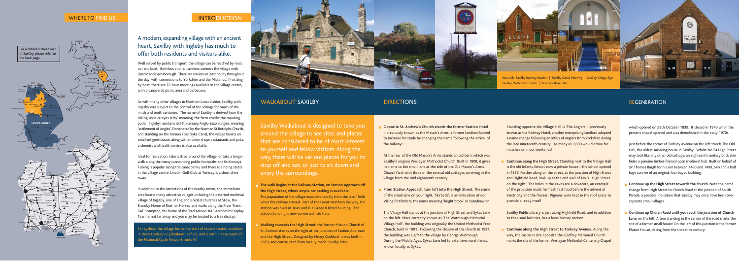## WHERE TO FIND US

For a detailed street map of Saxilby please refer to the back page.

## INTRODUCTION

### A modern, expanding village with an ancient heart, Saxilby with Ingleby has much to offer both residents and visitors alike.

Well served by public transport, the village can be reached by road, rail and boat. Both bus and rail services connect the village with Lincoln and Gainsborough. There are services at least hourly throughout the day, with connections to Yorkshire and the Midlands. If visiting by boat, there are 72-hour moorings available in the village centre, with a canal-side picnic area and barbecues.

As with many other villages in Northern Lincolnshire, Saxilby with Ingleby was subject to the control of the Vikings for much of the ninth and tenth centuries. The name of Saxilby is derived from the Viking 'ayse ce eyes le by' meaning 'the farm amidst the mooring pools'. Ingleby maintains its fifth century Anglo-Saxon origins, meaning 'settlement of Angles'. Dominated by the Norman St Botolphs Church, and standing on the Roman Foss Dyke Canal, the village boasts an excellent guesthouse, along with modern shops, restaurants and pubs; a chemist and health centre is also available.

Ideal for recreation, take a stroll around the village, or take a longer walk along the many surrounding public footpaths and bridleways. Fishing is popular along the canal banks, and there is a riding stable in the village centre. Lincoln Golf Club at Torksey is a short drive away.

In addition to the attractions of the nearby towns, the immediate area boasts many attractive villages including the deserted medieval village of Ingleby, one of England's oldest churches at Stow, the Bransby Home of Rest for Horses, and walks along the River Trent. RAF Scampton, the home of the 'Red Arrows' RAF Aerobatics Display Team is not far away and you may be treated to a free display.

For cyclists, the village forms the start of several routes, available in West Lindsey's Cycleabout leaflets, and is within easy reach of the National Cycle Network route 64.

Inset L/R Saxilby Railway Station | Saxilby Canal Mooring | Saxilby Village Sign
Saxilby Methodist Church | Saxilby Village Hall

## WALKABOUT SAXILBY

Saxilby Walkabout is designed to take you around the village to see sites and places that are considered to be of most interest to yourself and fellow visitors. Along the way, there will be various places for you to stop off and eat, or just to sit down and enjoy the surroundings.

- **The walk begins at the Railway Station, on Station Approach off the High Street, where ample car parking is available.** The population of the village expanded rapidly from the late 1840s when the railway arrived. Part of the Great Northern Railway, the station was built in 1849 and is a Grade II listed building. The station building is now converted into flats.
- **Walking towards the High Street**, the former Mission Church of St. Andrew stands on the right at the junction of Station Approach and the High Street. Designed by Henry Goddard, it was built in 1879, and constructed from locally made Saxilby brick.

## DIRECTIONS

- **Opposite St. Andrew's Church stands the former Station Hotel** – previously known as the Mason's Arms, a former landlord looked to increase his trade by changing the name following the arrival of the railway!

At the rear of the Old Mason's Arms stands an old barn, which was Saxilby's original Wesleyan Methodist Church. Built in 1808, it gives its name to the small lane at the side of the Old Mason's Arms, Chapel Yard, with three of the several old cottages surviving in the village from the mid eighteenth century.

- **From Station Approach, turn left into the High Street.** The name of the small lane on your right, 'Skirbeck', is an indication of our Viking forefathers, the name meaning 'bright brook' in Scandinavian.

The Village Hall stands at the junction of High Street and Sykes Lane on the left. More correctly known as 'The Watmough Memorial Village Hall', the building was originally the United Methodist Free Church, built in 1881. Following the closure of the church in 1937, the building was a gift to the village by George Watmough. During the Middle Ages, Sykes Lane led to extensive marsh lands, known locally as Sykes.

Standing opposite the Village Hall is 'The Anglers' - previously known as the Railway Hotel, another enterprising landlord adopted a name change following an influx of anglers from Yorkshire during the late nineteenth century. As many as 1,000 would arrive for matches on most weekends!

- **Continue along the High Street**. Standing next to the Village Hall is the old Infants School, now a private house – the school opened in 1872. Further along on the street, at the junction of High Street and Highfield Road, look up at the end wall of No.81 High Street on the right. The holes in the eaves are a dovecote, an example of the provision made for fresh fast food before the advent of electricity and the freezer. Pigeons were kept in the roof space to provide a ready meal!

Saxilby Public Library is just along Highfield Road, and in addition to the usual facilities, has a local history section.

- **Continue along the High Street to Torksey Avenue.** Along the way, the car sales site opposite the Godfrey Memorial Church marks the site of the former Wesleyan Methodist Centenary Chapel

## REGENERATION

which opened on 29th October 1839. It closed in 1940 when the present chapel opened and was demolished in the early 1970s.

Just before the corner of Torksey Avenue on the left stands The Old Hall, the oldest surviving house in Saxilby. Whilst No.74 High Street may look like any other old cottage, an eighteenth century brick skin hides a genuine timber-framed open medieval hall. Built on behalf of Sir Thomas Burgh for his son between 1480 and 1490, two and a half bays survive of an original four bayed building.

- **Continue up the High Street towards the church.** Note the name change from High Street to Church Road at the junction of South Parade, a possible indication that Saxilby may once have been two separate small villages.
- **Continue up Church Road until you reach the junction of Church Lane,** on the left. A tree standing in the centre of the road marks the site of a former small house! On the left of this junction is the former Manor House, dating from the sixteenth century.